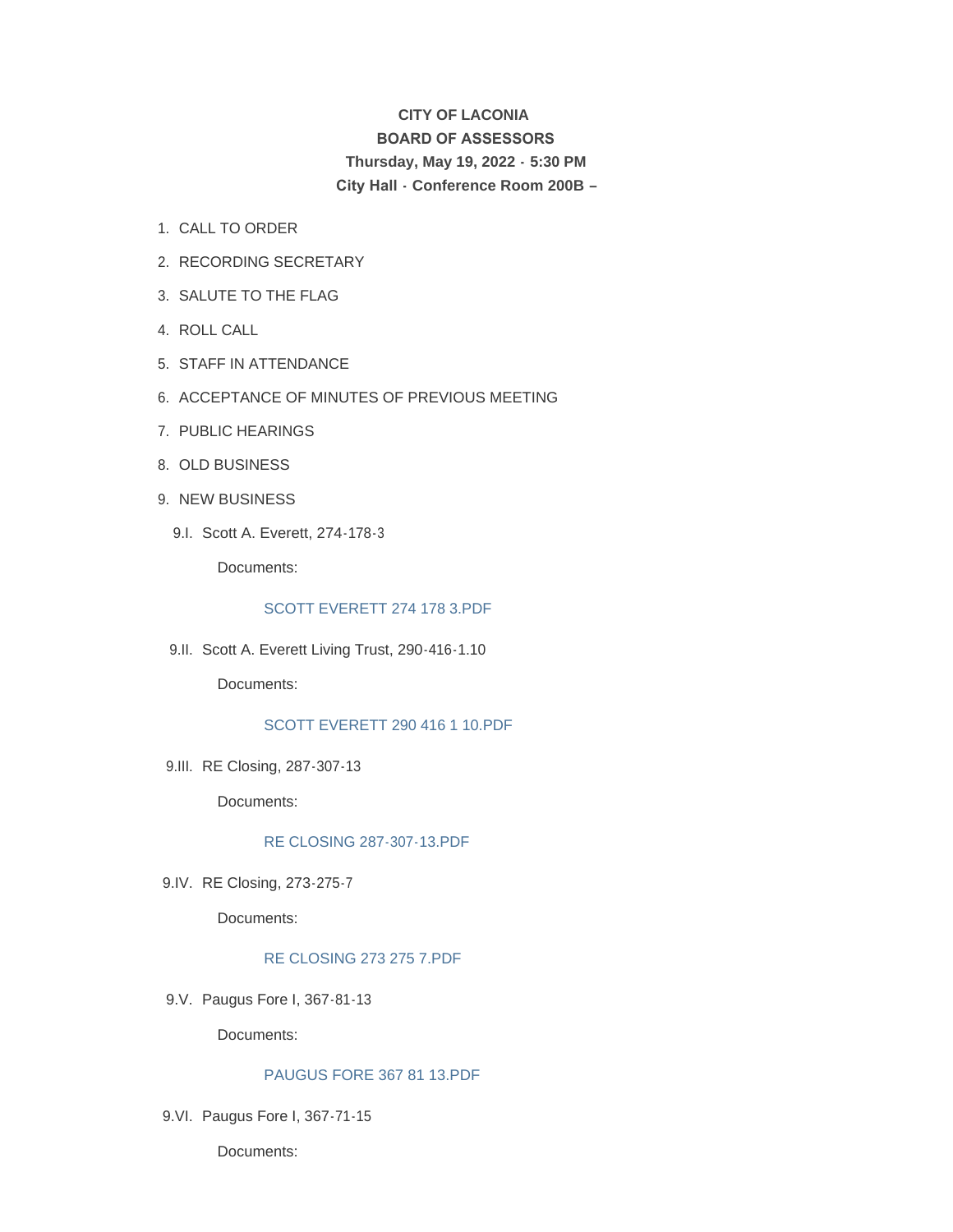**CITY OF LACONIA**
**BOARD OF ASSESSORS**
**Thursday, May 19, 2022 - 5:30 PM**
**City Hall - Conference Room 200B –**

1. CALL TO ORDER
2. RECORDING SECRETARY
3. SALUTE TO THE FLAG
4. ROLL CALL
5. STAFF IN ATTENDANCE
6. ACCEPTANCE OF MINUTES OF PREVIOUS MEETING
7. PUBLIC HEARINGS
8. OLD BUSINESS
9. NEW BUSINESS

9.I. Scott A. Everett, 274-178-3

Documents:

SCOTT EVERETT 274 178 3.PDF

9.II. Scott A. Everett Living Trust, 290-416-1.10

Documents:

SCOTT EVERETT 290 416 1 10.PDF

9.III. RE Closing, 287-307-13

Documents:

RE CLOSING 287-307-13.PDF

9.IV. RE Closing, 273-275-7

Documents:

RE CLOSING 273 275 7.PDF

9.V. Paugus Fore I, 367-81-13

Documents:

PAUGUS FORE 367 81 13.PDF

9.VI. Paugus Fore I, 367-71-15

Documents: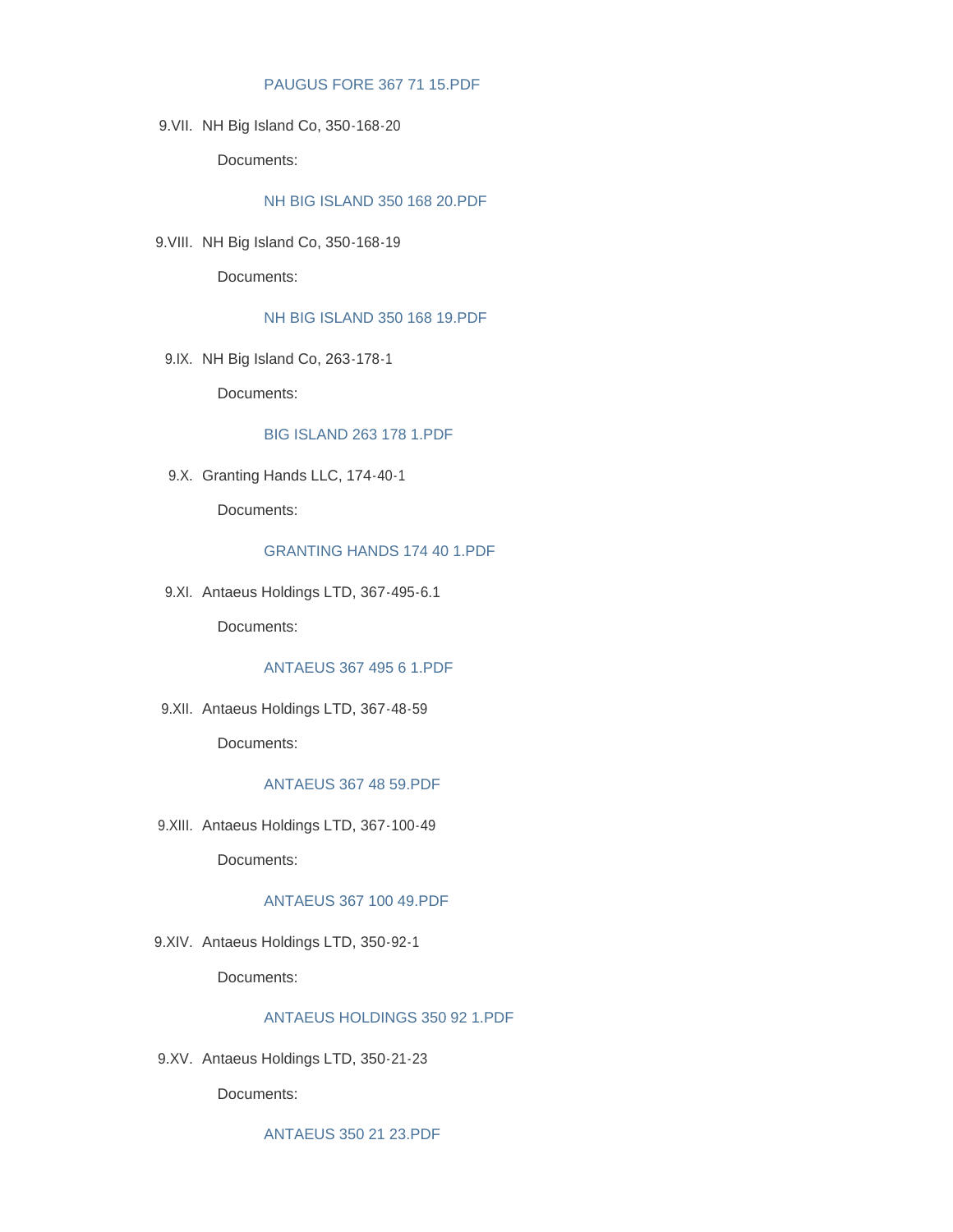PAUGUS FORE 367 71 15.PDF

9.VII. NH Big Island Co, 350-168-20

Documents:

NH BIG ISLAND 350 168 20.PDF

9.VIII. NH Big Island Co, 350-168-19

Documents:

NH BIG ISLAND 350 168 19.PDF

9.IX. NH Big Island Co, 263-178-1

Documents:

BIG ISLAND 263 178 1.PDF

9.X. Granting Hands LLC, 174-40-1

Documents:

GRANTING HANDS 174 40 1.PDF

9.XI. Antaeus Holdings LTD, 367-495-6.1

Documents:

ANTAEUS 367 495 6 1.PDF

9.XII. Antaeus Holdings LTD, 367-48-59

Documents:

ANTAEUS 367 48 59.PDF

9.XIII. Antaeus Holdings LTD, 367-100-49

Documents:

ANTAEUS 367 100 49.PDF

9.XIV. Antaeus Holdings LTD, 350-92-1

Documents:

ANTAEUS HOLDINGS 350 92 1.PDF

9.XV. Antaeus Holdings LTD, 350-21-23

Documents:

ANTAEUS 350 21 23.PDF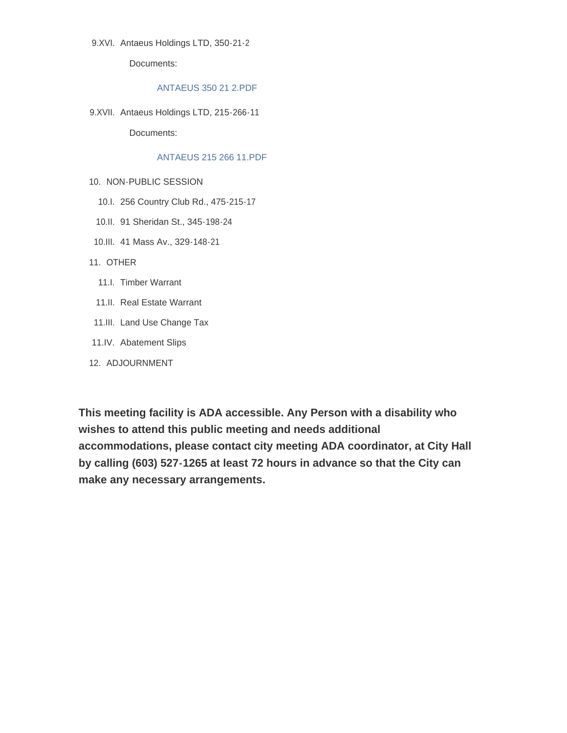9.XVI. Antaeus Holdings LTD, 350-21-2

Documents:

ANTAEUS 350 21 2.PDF

9.XVII. Antaeus Holdings LTD, 215-266-11

Documents:

ANTAEUS 215 266 11.PDF

10. NON-PUBLIC SESSION

10.I. 256 Country Club Rd., 475-215-17

10.II. 91 Sheridan St., 345-198-24

10.III. 41 Mass Av., 329-148-21

11. OTHER

11.I. Timber Warrant

11.II. Real Estate Warrant

11.III. Land Use Change Tax

11.IV. Abatement Slips

12. ADJOURNMENT

**This meeting facility is ADA accessible. Any Person with a disability who wishes to attend this public meeting and needs additional accommodations, please contact city meeting ADA coordinator, at City Hall by calling (603) 527-1265 at least 72 hours in advance so that the City can make any necessary arrangements.**